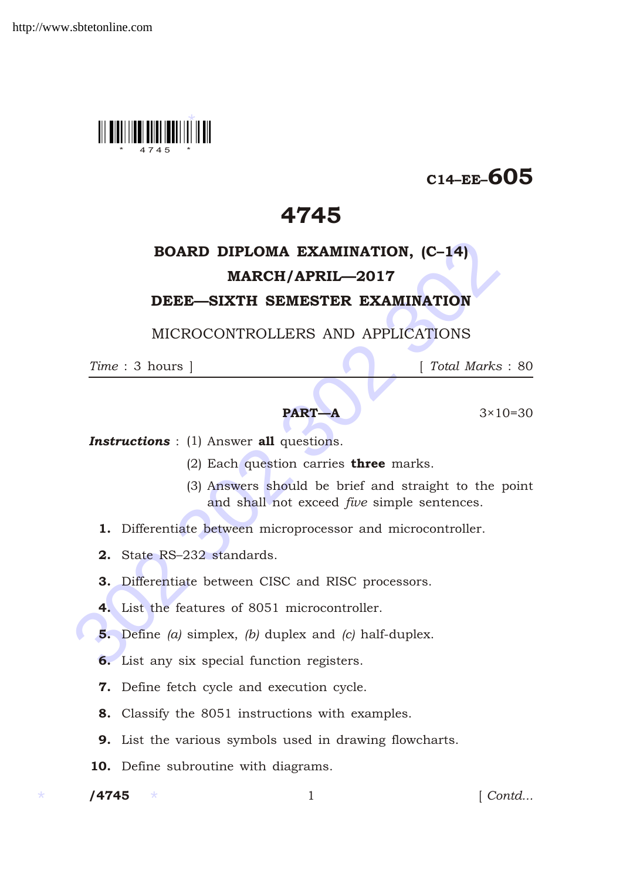C14–EE–605

# 4745

## BOARD DIPLOMA EXAMINATION, (C–14)

## MARCH/APRIL—2017

## DEEE—SIXTH SEMESTER EXAMINATION

MICROCONTROLLERS AND APPLICATIONS

*Time* : 3 hours ] [ *Total Marks* : 80

### PART—A

3×10=30

***Instructions*** : (1) Answer **all** questions.

(2) Each question carries **three** marks.

(3) Answers should be brief and straight to the point and shall not exceed *five* simple sentences.

**1.** Differentiate between microprocessor and microcontroller.

**2.** State RS–232 standards.

**3.** Differentiate between CISC and RISC processors.

**4.** List the features of 8051 microcontroller.

**5.** Define *(a)* simplex, *(b)* duplex and *(c)* half-duplex.

**6.** List any six special function registers.

**7.** Define fetch cycle and execution cycle.

**8.** Classify the 8051 instructions with examples.

**9.** List the various symbols used in drawing flowcharts.

**10.** Define subroutine with diagrams.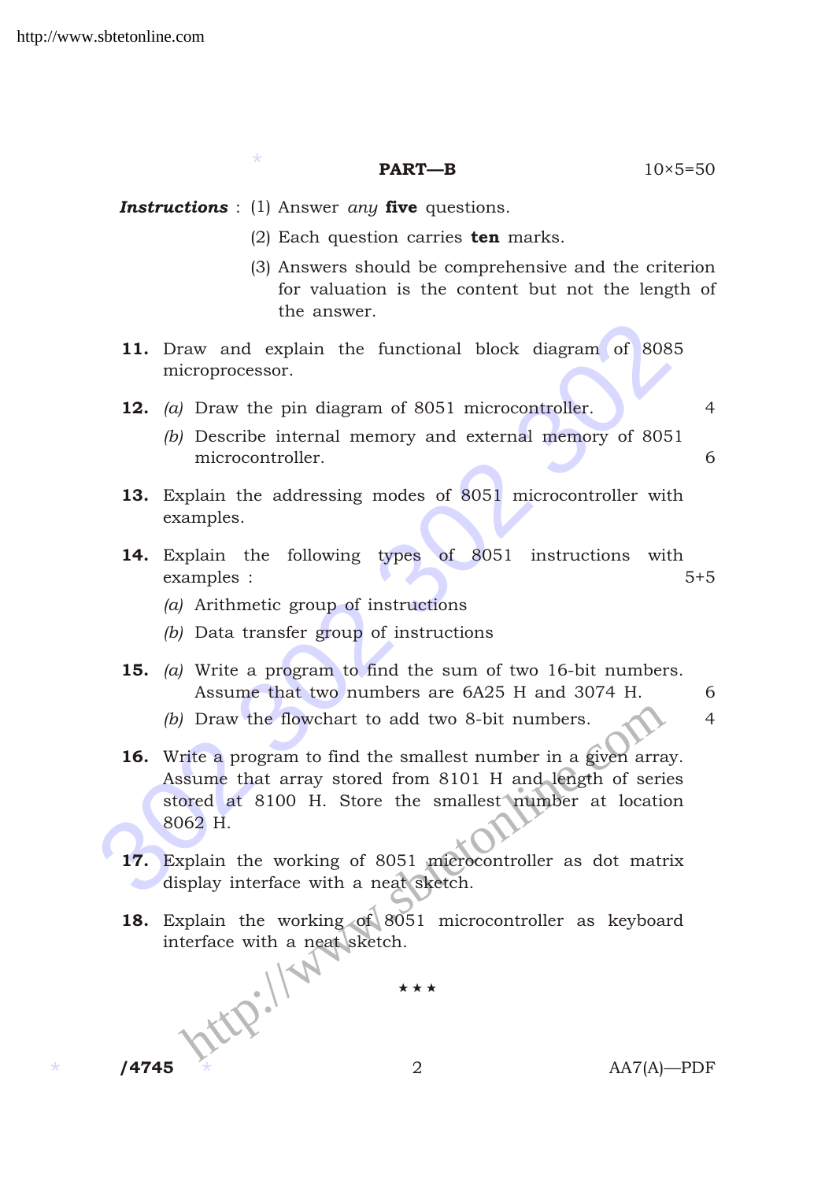## PART—B

10×5=50

***Instructions*** : (1) Answer *any* **five** questions.

(2) Each question carries **ten** marks.

(3) Answers should be comprehensive and the criterion for valuation is the content but not the length of the answer.

**11.** Draw and explain the functional block diagram of 8085 microprocessor.

**12.** *(a)* Draw the pin diagram of 8051 microcontroller. 4

*(b)* Describe internal memory and external memory of 8051 microcontroller. 6

**13.** Explain the addressing modes of 8051 microcontroller with examples.

**14.** Explain the following types of 8051 instructions with examples : 5+5

*(a)* Arithmetic group of instructions

*(b)* Data transfer group of instructions

**15.** *(a)* Write a program to find the sum of two 16-bit numbers. Assume that two numbers are 6A25 H and 3074 H. 6

*(b)* Draw the flowchart to add two 8-bit numbers. 4

**16.** Write a program to find the smallest number in a given array. Assume that array stored from 8101 H and length of series stored at 8100 H. Store the smallest number at location 8062 H.

**17.** Explain the working of 8051 microcontroller as dot matrix display interface with a neat sketch.

**18.** Explain the working of 8051 microcontroller as keyboard interface with a neat sketch.

★★★

/4745

AA7(A)—PDF